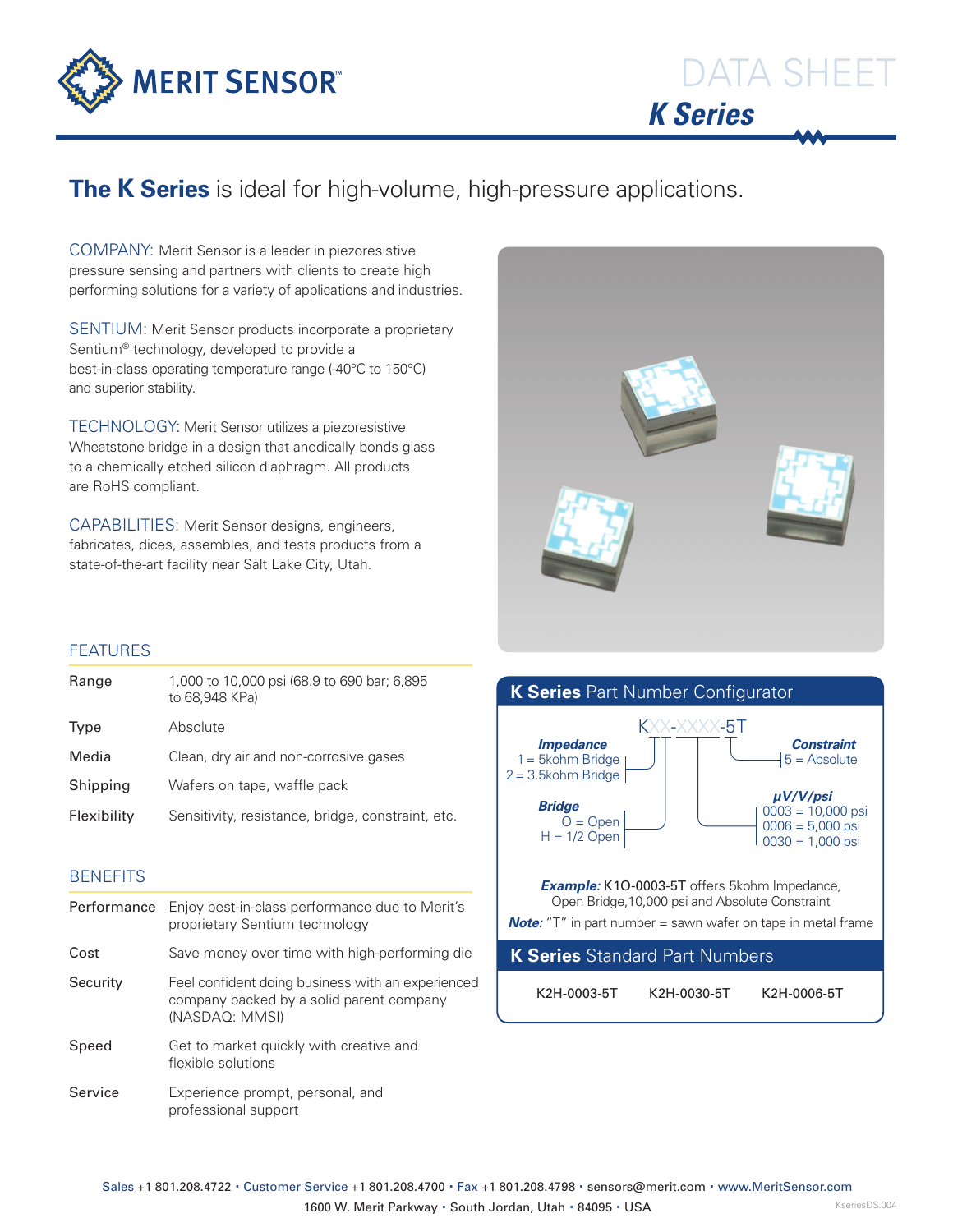# DATA SHEET

## K Series

## **The K Series** is ideal for high-volume, high-pressure applications.

COMPANY: Merit Sensor is a leader in piezoresistive pressure sensing and partners with clients to create high performing solutions for a variety of applications and industries.

SENTIUM: Merit Sensor products incorporate a proprietary Sentium® technology, developed to provide a best-in-class operating temperature range (-40°C to 150°C) and superior stability.

TECHNOLOGY: Merit Sensor utilizes a piezoresistive Wheatstone bridge in a design that anodically bonds glass to a chemically etched silicon diaphragm. All products are RoHS compliant.

CAPABILITIES: Merit Sensor designs, engineers, fabricates, dices, assembles, and tests products from a state-of-the-art facility near Salt Lake City, Utah.

### FEATURES

| | |
|---|---|
| Range | 1,000 to 10,000 psi (68.9 to 690 bar; 6,895 to 68,948 KPa) |
| Type | Absolute |
| Media | Clean, dry air and non-corrosive gases |
| Shipping | Wafers on tape, waffle pack |
| Flexibility | Sensitivity, resistance, bridge, constraint, etc. |

### BENEFITS

| | |
|---|---|
| Performance | Enjoy best-in-class performance due to Merit's proprietary Sentium technology |
| Cost | Save money over time with high-performing die |
| Security | Feel confident doing business with an experienced company backed by a solid parent company (NASDAQ: MMSI) |
| Speed | Get to market quickly with creative and flexible solutions |
| Service | Experience prompt, personal, and professional support |

### K Series Part Number Configurator

KXX-XXXX-5T

***Impedance***
1 = 5kohm Bridge
2 = 3.5kohm Bridge

***Bridge***
O = Open
H = 1/2 Open

***Constraint***
5 = Absolute

***µV/V/psi***
0003 = 10,000 psi
0006 = 5,000 psi
0030 = 1,000 psi

***Example:*** K1O-0003-5T offers 5kohm Impedance, Open Bridge,10,000 psi and Absolute Constraint

***Note:*** "T" in part number = sawn wafer on tape in metal frame

### K Series Standard Part Numbers

| | | |
|---|---|---|
| K2H-0003-5T | K2H-0030-5T | K2H-0006-5T |

Sales +1 801.208.4722 • Customer Service +1 801.208.4700 • Fax +1 801.208.4798 • sensors@merit.com • www.MeritSensor.com
1600 W. Merit Parkway • South Jordan, Utah • 84095 • USA

KseriesDS.004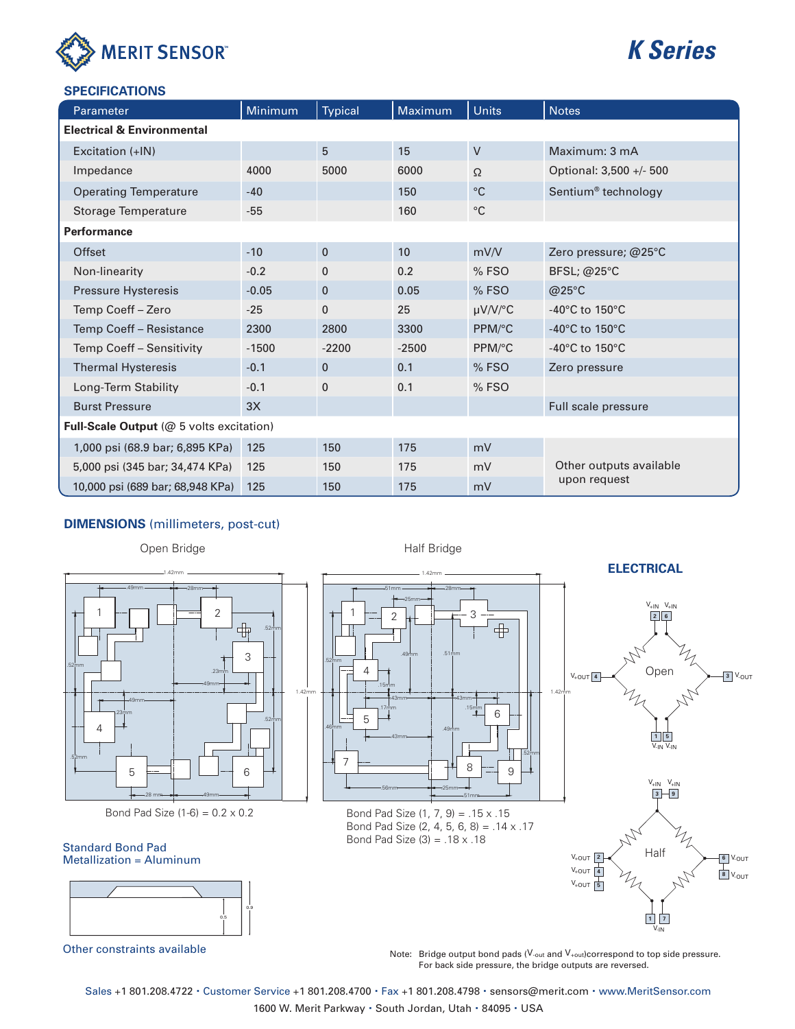## SPECIFICATIONS

| Parameter | Minimum | Typical | Maximum | Units | Notes |
|---|---|---|---|---|---|
| **Electrical & Environmental** | | | | | |
| Excitation (+IN) | | 5 | 15 | V | Maximum: 3 mA |
| Impedance | 4000 | 5000 | 6000 | Ω | Optional: 3,500 +/- 500 |
| Operating Temperature | -40 | | 150 | °C | Sentium® technology |
| Storage Temperature | -55 | | 160 | °C | |
| **Performance** | | | | | |
| Offset | -10 | 0 | 10 | mV/V | Zero pressure; @25°C |
| Non-linearity | -0.2 | 0 | 0.2 | % FSO | BFSL; @25°C |
| Pressure Hysteresis | -0.05 | 0 | 0.05 | % FSO | @25°C |
| Temp Coeff – Zero | -25 | 0 | 25 | μV/V/°C | -40°C to 150°C |
| Temp Coeff – Resistance | 2300 | 2800 | 3300 | PPM/°C | -40°C to 150°C |
| Temp Coeff – Sensitivity | -1500 | -2200 | -2500 | PPM/°C | -40°C to 150°C |
| Thermal Hysteresis | -0.1 | 0 | 0.1 | % FSO | Zero pressure |
| Long-Term Stability | -0.1 | 0 | 0.1 | % FSO | |
| Burst Pressure | 3X | | | | Full scale pressure |
| **Full-Scale Output** (@ 5 volts excitation) | | | | | |
| 1,000 psi (68.9 bar; 6,895 KPa) | 125 | 150 | 175 | mV | Other outputs available upon request |
| 5,000 psi (345 bar; 34,474 KPa) | 125 | 150 | 175 | mV | |
| 10,000 psi (689 bar; 68,948 KPa) | 125 | 150 | 175 | mV | |

## DIMENSIONS (millimeters, post-cut)

Open Bridge

Bond Pad Size (1-6) = 0.2 x 0.2

Half Bridge

Bond Pad Size (1, 7, 9) = .15 x .15
Bond Pad Size (2, 4, 5, 6, 8) = .14 x .17
Bond Pad Size (3) = .18 x .18

Standard Bond Pad
Metallization = Aluminum

Other constraints available

## ELECTRICAL

Open

Half

Note: Bridge output bond pads ($V_{-out}$ and $V_{+out}$) correspond to top side pressure. For back side pressure, the bridge outputs are reversed.

Sales +1 801.208.4722 • Customer Service +1 801.208.4700 • Fax +1 801.208.4798 • sensors@merit.com • www.MeritSensor.com
1600 W. Merit Parkway • South Jordan, Utah • 84095 • USA